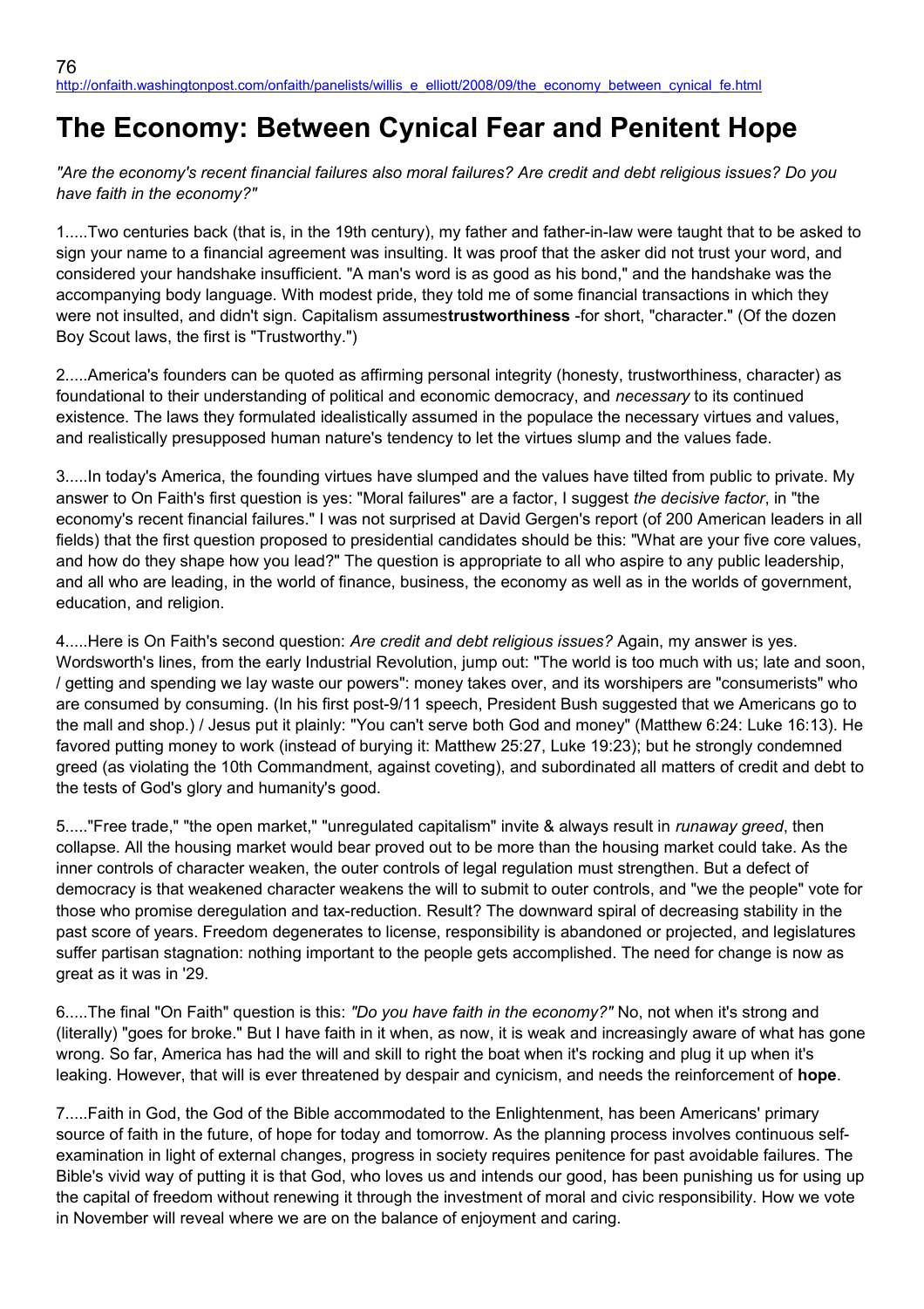http://onfaith.washingtonpost.com/onfaith/panelists/willis_e_elliott/2008/09/the_economy_between_cynical_fe.html

# The Economy: Between Cynical Fear and Penitent Hope

*"Are the economy's recent financial failures also moral failures? Are credit and debt religious issues? Do you have faith in the economy?"*

1.....Two centuries back (that is, in the 19th century), my father and father-in-law were taught that to be asked to sign your name to a financial agreement was insulting. It was proof that the asker did not trust your word, and considered your handshake insufficient. "A man's word is as good as his bond," and the handshake was the accompanying body language. With modest pride, they told me of some financial transactions in which they were not insulted, and didn't sign. Capitalism assumes**trustworthiness** -for short, "character." (Of the dozen Boy Scout laws, the first is "Trustworthy.")

2.....America's founders can be quoted as affirming personal integrity (honesty, trustworthiness, character) as foundational to their understanding of political and economic democracy, and *necessary* to its continued existence. The laws they formulated idealistically assumed in the populace the necessary virtues and values, and realistically presupposed human nature's tendency to let the virtues slump and the values fade.

3.....In today's America, the founding virtues have slumped and the values have tilted from public to private. My answer to On Faith's first question is yes: "Moral failures" are a factor, I suggest *the decisive factor*, in "the economy's recent financial failures." I was not surprised at David Gergen's report (of 200 American leaders in all fields) that the first question proposed to presidential candidates should be this: "What are your five core values, and how do they shape how you lead?" The question is appropriate to all who aspire to any public leadership, and all who are leading, in the world of finance, business, the economy as well as in the worlds of government, education, and religion.

4.....Here is On Faith's second question: *Are credit and debt religious issues?* Again, my answer is yes. Wordsworth's lines, from the early Industrial Revolution, jump out: "The world is too much with us; late and soon, / getting and spending we lay waste our powers": money takes over, and its worshipers are "consumerists" who are consumed by consuming. (In his first post-9/11 speech, President Bush suggested that we Americans go to the mall and shop.) / Jesus put it plainly: "You can't serve both God and money" (Matthew 6:24: Luke 16:13). He favored putting money to work (instead of burying it: Matthew 25:27, Luke 19:23); but he strongly condemned greed (as violating the 10th Commandment, against coveting), and subordinated all matters of credit and debt to the tests of God's glory and humanity's good.

5....."Free trade," "the open market," "unregulated capitalism" invite & always result in *runaway greed*, then collapse. All the housing market would bear proved out to be more than the housing market could take. As the inner controls of character weaken, the outer controls of legal regulation must strengthen. But a defect of democracy is that weakened character weakens the will to submit to outer controls, and "we the people" vote for those who promise deregulation and tax-reduction. Result? The downward spiral of decreasing stability in the past score of years. Freedom degenerates to license, responsibility is abandoned or projected, and legislatures suffer partisan stagnation: nothing important to the people gets accomplished. The need for change is now as great as it was in '29.

6.....The final "On Faith" question is this: *"Do you have faith in the economy?"* No, not when it's strong and (literally) "goes for broke." But I have faith in it when, as now, it is weak and increasingly aware of what has gone wrong. So far, America has had the will and skill to right the boat when it's rocking and plug it up when it's leaking. However, that will is ever threatened by despair and cynicism, and needs the reinforcement of **hope**.

7.....Faith in God, the God of the Bible accommodated to the Enlightenment, has been Americans' primary source of faith in the future, of hope for today and tomorrow. As the planning process involves continuous self-examination in light of external changes, progress in society requires penitence for past avoidable failures. The Bible's vivid way of putting it is that God, who loves us and intends our good, has been punishing us for using up the capital of freedom without renewing it through the investment of moral and civic responsibility. How we vote in November will reveal where we are on the balance of enjoyment and caring.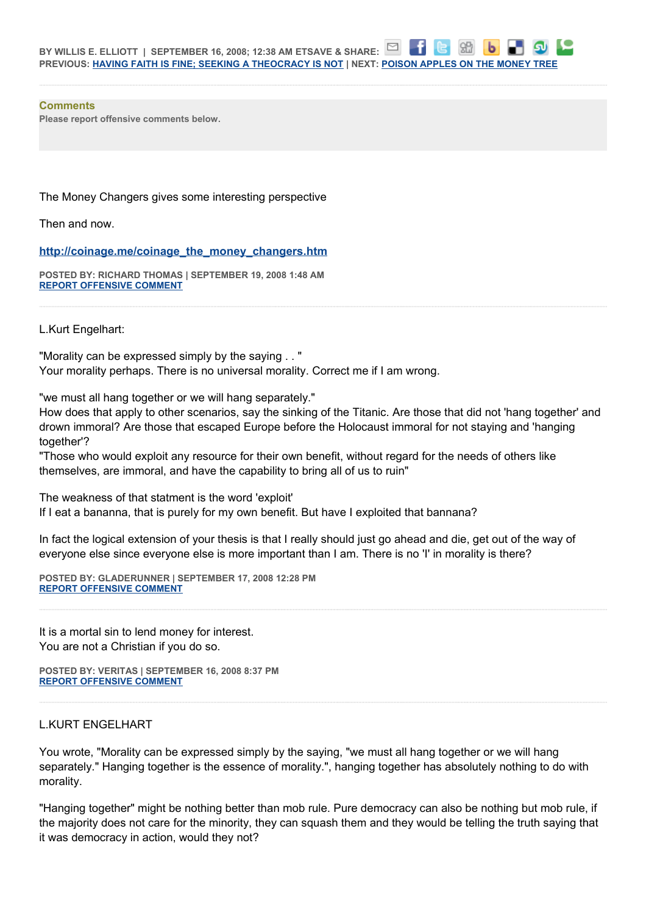BY WILLIS E. ELLIOTT | SEPTEMBER 16, 2008; 12:38 AM ETSAVE & SHARE:
PREVIOUS: HAVING FAITH IS FINE; SEEKING A THEOCRACY IS NOT | NEXT: POISON APPLES ON THE MONEY TREE

**Comments**
Please report offensive comments below.

The Money Changers gives some interesting perspective

Then and now.

http://coinage.me/coinage_the_money_changers.htm

POSTED BY: RICHARD THOMAS | SEPTEMBER 19, 2008 1:48 AM
REPORT OFFENSIVE COMMENT

---

L.Kurt Engelhart:

"Morality can be expressed simply by the saying . . "
Your morality perhaps. There is no universal morality. Correct me if I am wrong.

"we must all hang together or we will hang separately."
How does that apply to other scenarios, say the sinking of the Titanic. Are those that did not 'hang together' and drown immoral? Are those that escaped Europe before the Holocaust immoral for not staying and 'hanging together'?
"Those who would exploit any resource for their own benefit, without regard for the needs of others like themselves, are immoral, and have the capability to bring all of us to ruin"

The weakness of that statment is the word 'exploit'
If I eat a banana, that is purely for my own benefit. But have I exploited that bannana?

In fact the logical extension of your thesis is that I really should just go ahead and die, get out of the way of everyone else since everyone else is more important than I am. There is no 'I' in morality is there?

POSTED BY: GLADERUNNER | SEPTEMBER 17, 2008 12:28 PM
REPORT OFFENSIVE COMMENT

---

It is a mortal sin to lend money for interest.
You are not a Christian if you do so.

POSTED BY: VERITAS | SEPTEMBER 16, 2008 8:37 PM
REPORT OFFENSIVE COMMENT

---

L.KURT ENGELHART

You wrote, "Morality can be expressed simply by the saying, "we must all hang together or we will hang separately." Hanging together is the essence of morality.", hanging together has absolutely nothing to do with morality.

"Hanging together" might be nothing better than mob rule. Pure democracy can also be nothing but mob rule, if the majority does not care for the minority, they can squash them and they would be telling the truth saying that it was democracy in action, would they not?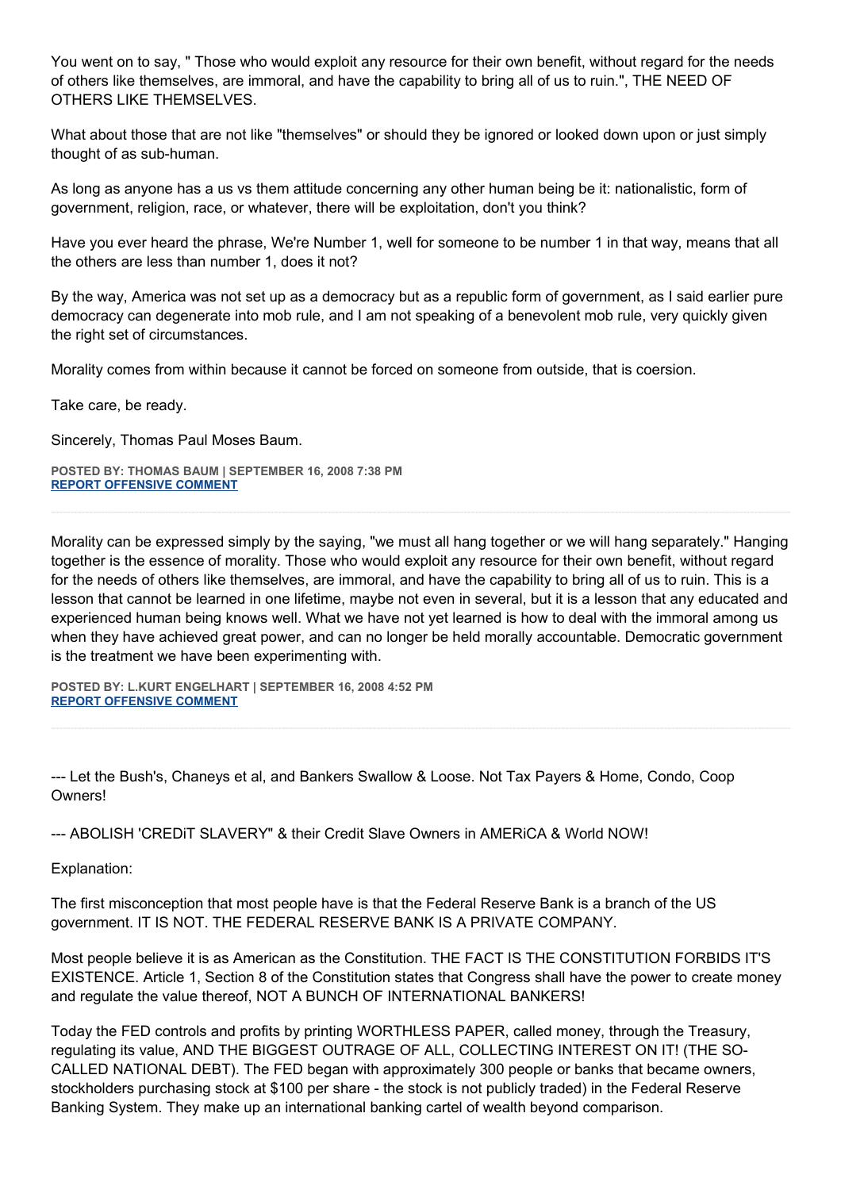You went on to say, " Those who would exploit any resource for their own benefit, without regard for the needs of others like themselves, are immoral, and have the capability to bring all of us to ruin.", THE NEED OF OTHERS LIKE THEMSELVES.

What about those that are not like "themselves" or should they be ignored or looked down upon or just simply thought of as sub-human.

As long as anyone has a us vs them attitude concerning any other human being be it: nationalistic, form of government, religion, race, or whatever, there will be exploitation, don't you think?

Have you ever heard the phrase, We're Number 1, well for someone to be number 1 in that way, means that all the others are less than number 1, does it not?

By the way, America was not set up as a democracy but as a republic form of government, as I said earlier pure democracy can degenerate into mob rule, and I am not speaking of a benevolent mob rule, very quickly given the right set of circumstances.

Morality comes from within because it cannot be forced on someone from outside, that is coercion.

Take care, be ready.

Sincerely, Thomas Paul Moses Baum.

**POSTED BY: THOMAS BAUM | SEPTEMBER 16, 2008 7:38 PM**
**REPORT OFFENSIVE COMMENT**

---

Morality can be expressed simply by the saying, "we must all hang together or we will hang separately." Hanging together is the essence of morality. Those who would exploit any resource for their own benefit, without regard for the needs of others like themselves, are immoral, and have the capability to bring all of us to ruin. This is a lesson that cannot be learned in one lifetime, maybe not even in several, but it is a lesson that any educated and experienced human being knows well. What we have not yet learned is how to deal with the immoral among us when they have achieved great power, and can no longer be held morally accountable. Democratic government is the treatment we have been experimenting with.

**POSTED BY: L.KURT ENGELHART | SEPTEMBER 16, 2008 4:52 PM**
**REPORT OFFENSIVE COMMENT**

---

--- Let the Bush's, Chaneys et al, and Bankers Swallow & Loose. Not Tax Payers & Home, Condo, Coop Owners!

--- ABOLISH 'CREDiT SLAVERY" & their Credit Slave Owners in AMERiCA & World NOW!

Explanation:

The first misconception that most people have is that the Federal Reserve Bank is a branch of the US government. IT IS NOT. THE FEDERAL RESERVE BANK IS A PRIVATE COMPANY.

Most people believe it is as American as the Constitution. THE FACT IS THE CONSTITUTION FORBIDS IT'S EXISTENCE. Article 1, Section 8 of the Constitution states that Congress shall have the power to create money and regulate the value thereof, NOT A BUNCH OF INTERNATIONAL BANKERS!

Today the FED controls and profits by printing WORTHLESS PAPER, called money, through the Treasury, regulating its value, AND THE BIGGEST OUTRAGE OF ALL, COLLECTING INTEREST ON IT! (THE SO-CALLED NATIONAL DEBT). The FED began with approximately 300 people or banks that became owners, stockholders purchasing stock at $100 per share - the stock is not publicly traded) in the Federal Reserve Banking System. They make up an international banking cartel of wealth beyond comparison.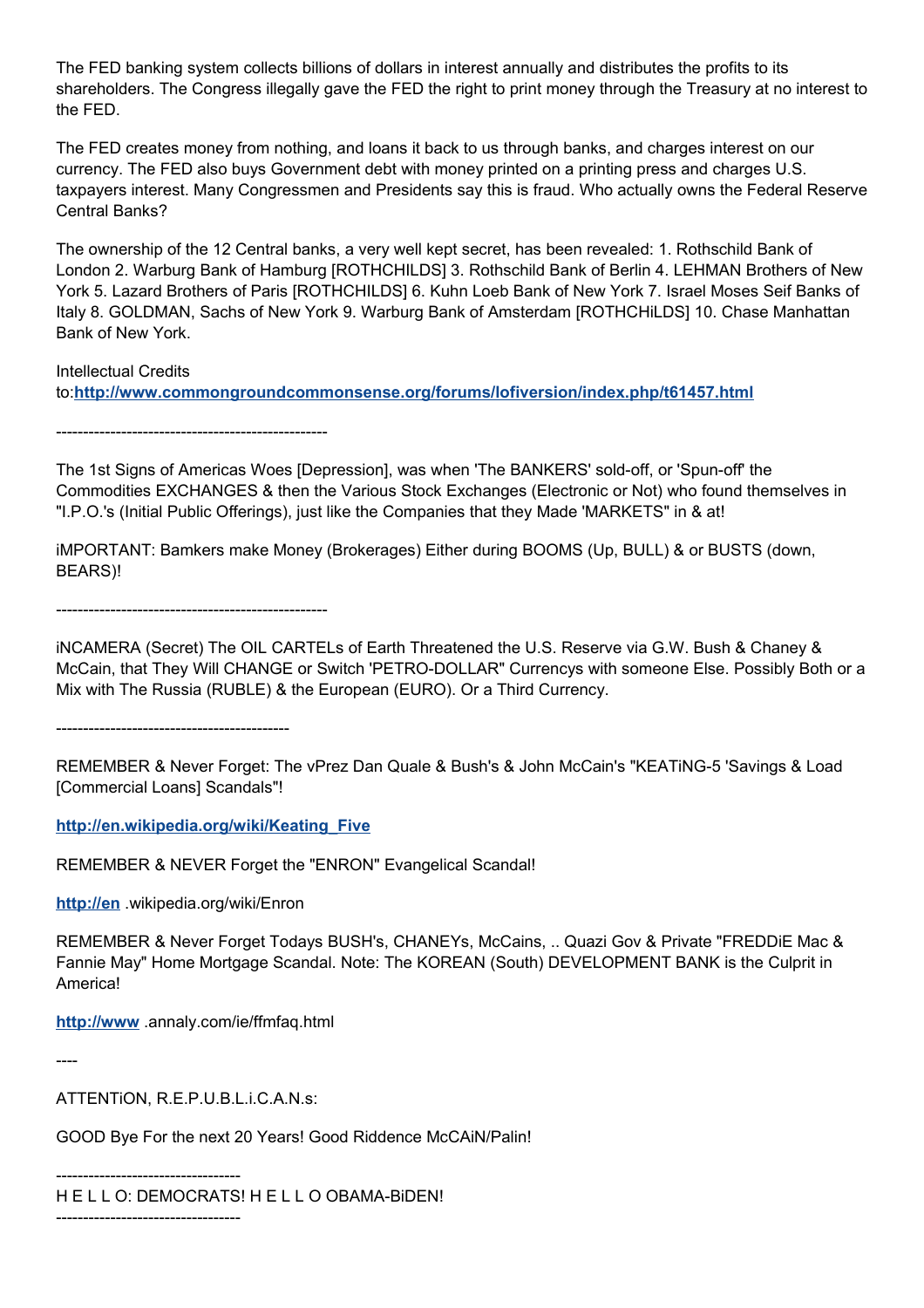The FED banking system collects billions of dollars in interest annually and distributes the profits to its shareholders. The Congress illegally gave the FED the right to print money through the Treasury at no interest to the FED.

The FED creates money from nothing, and loans it back to us through banks, and charges interest on our currency. The FED also buys Government debt with money printed on a printing press and charges U.S. taxpayers interest. Many Congressmen and Presidents say this is fraud. Who actually owns the Federal Reserve Central Banks?

The ownership of the 12 Central banks, a very well kept secret, has been revealed: 1. Rothschild Bank of London 2. Warburg Bank of Hamburg [ROTHCHILDS] 3. Rothschild Bank of Berlin 4. LEHMAN Brothers of New York 5. Lazard Brothers of Paris [ROTHCHILDS] 6. Kuhn Loeb Bank of New York 7. Israel Moses Seif Banks of Italy 8. GOLDMAN, Sachs of New York 9. Warburg Bank of Amsterdam [ROTHCHiLDS] 10. Chase Manhattan Bank of New York.

Intellectual Credits to:**http://www.commongroundcommonsense.org/forums/lofiversion/index.php/t61457.html**

---------------------------------------------------

The 1st Signs of Americas Woes [Depression], was when 'The BANKERS' sold-off, or 'Spun-off' the Commodities EXCHANGES & then the Various Stock Exchanges (Electronic or Not) who found themselves in "I.P.O.'s (Initial Public Offerings), just like the Companies that they Made 'MARKETS" in & at!

iMPORTANT: Bamkers make Money (Brokerages) Either during BOOMS (Up, BULL) & or BUSTS (down, BEARS)!

---------------------------------------------------

iNCAMERA (Secret) The OIL CARTELs of Earth Threatened the U.S. Reserve via G.W. Bush & Chaney & McCain, that They Will CHANGE or Switch 'PETRO-DOLLAR" Currencys with someone Else. Possibly Both or a Mix with The Russia (RUBLE) & the European (EURO). Or a Third Currency.

--------------------------------------------

REMEMBER & Never Forget: The vPrez Dan Quale & Bush's & John McCain's "KEATiNG-5 'Savings & Load [Commercial Loans] Scandals"!

**http://en.wikipedia.org/wiki/Keating_Five**

REMEMBER & NEVER Forget the "ENRON" Evangelical Scandal!

**http://en** .wikipedia.org/wiki/Enron

REMEMBER & Never Forget Todays BUSH's, CHANEYs, McCains, .. Quazi Gov & Private "FREDDiE Mac & Fannie May" Home Mortgage Scandal. Note: The KOREAN (South) DEVELOPMENT BANK is the Culprit in America!

**http://www** .annaly.com/ie/ffmfaq.html

----

ATTENTiON, R.E.P.U.B.L.i.C.A.N.s:

GOOD Bye For the next 20 Years! Good Riddence McCAiN/Palin!

----------------------------------

H E L L O: DEMOCRATS! H E L L O OBAMA-BiDEN!

----------------------------------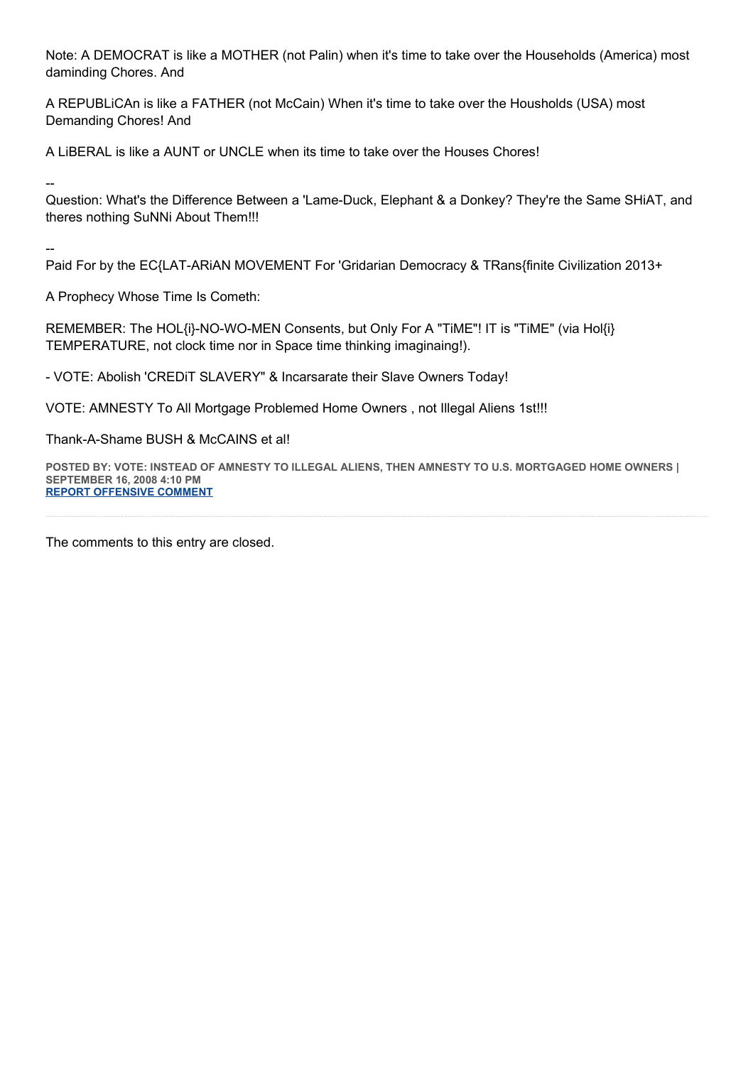Note: A DEMOCRAT is like a MOTHER (not Palin) when it's time to take over the Households (America) most daminding Chores. And

A REPUBLiCAn is like a FATHER (not McCain) When it's time to take over the Housholds (USA) most Demanding Chores! And

A LiBERAL is like a AUNT or UNCLE when its time to take over the Houses Chores!

--

Question: What's the Difference Between a 'Lame-Duck, Elephant & a Donkey? They're the Same SHiAT, and theres nothing SuNNi About Them!!!

--

Paid For by the EC{LAT-ARiAN MOVEMENT For 'Gridarian Democracy & TRans{finite Civilization 2013+

A Prophecy Whose Time Is Cometh:

REMEMBER: The HOL{i}-NO-WO-MEN Consents, but Only For A "TiME"! IT is "TiME" (via Hol{i} TEMPERATURE, not clock time nor in Space time thinking imaginaing!).

- VOTE: Abolish 'CREDiT SLAVERY" & Incarsarate their Slave Owners Today!

VOTE: AMNESTY To All Mortgage Problemed Home Owners , not Illegal Aliens 1st!!!

Thank-A-Shame BUSH & McCAINS et al!

**POSTED BY: VOTE: INSTEAD OF AMNESTY TO ILLEGAL ALIENS, THEN AMNESTY TO U.S. MORTGAGED HOME OWNERS | SEPTEMBER 16, 2008 4:10 PM**
**REPORT OFFENSIVE COMMENT**

---

The comments to this entry are closed.